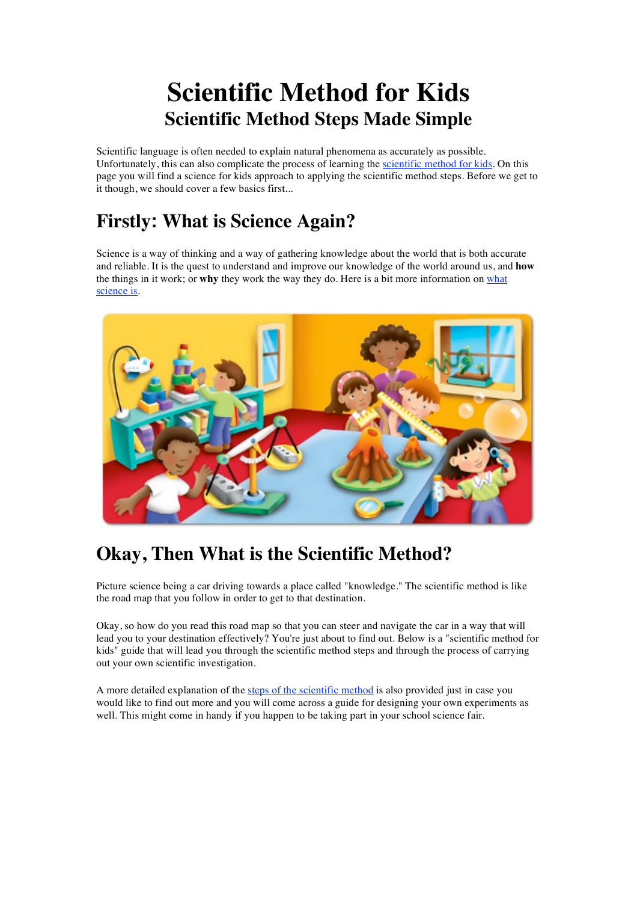# Scientific Method for Kids

## Scientific Method Steps Made Simple

Scientific language is often needed to explain natural phenomena as accurately as possible. Unfortunately, this can also complicate the process of learning the scientific method for kids. On this page you will find a science for kids approach to applying the scientific method steps. Before we get to it though, we should cover a few basics first...

## Firstly: What is Science Again?

Science is a way of thinking and a way of gathering knowledge about the world that is both accurate and reliable. It is the quest to understand and improve our knowledge of the world around us, and **how** the things in it work; or **why** they work the way they do. Here is a bit more information on what science is.

## Okay, Then What is the Scientific Method?

Picture science being a car driving towards a place called "knowledge." The scientific method is like the road map that you follow in order to get to that destination.

Okay, so how do you read this road map so that you can steer and navigate the car in a way that will lead you to your destination effectively? You're just about to find out. Below is a "scientific method for kids" guide that will lead you through the scientific method steps and through the process of carrying out your own scientific investigation.

A more detailed explanation of the steps of the scientific method is also provided just in case you would like to find out more and you will come across a guide for designing your own experiments as well. This might come in handy if you happen to be taking part in your school science fair.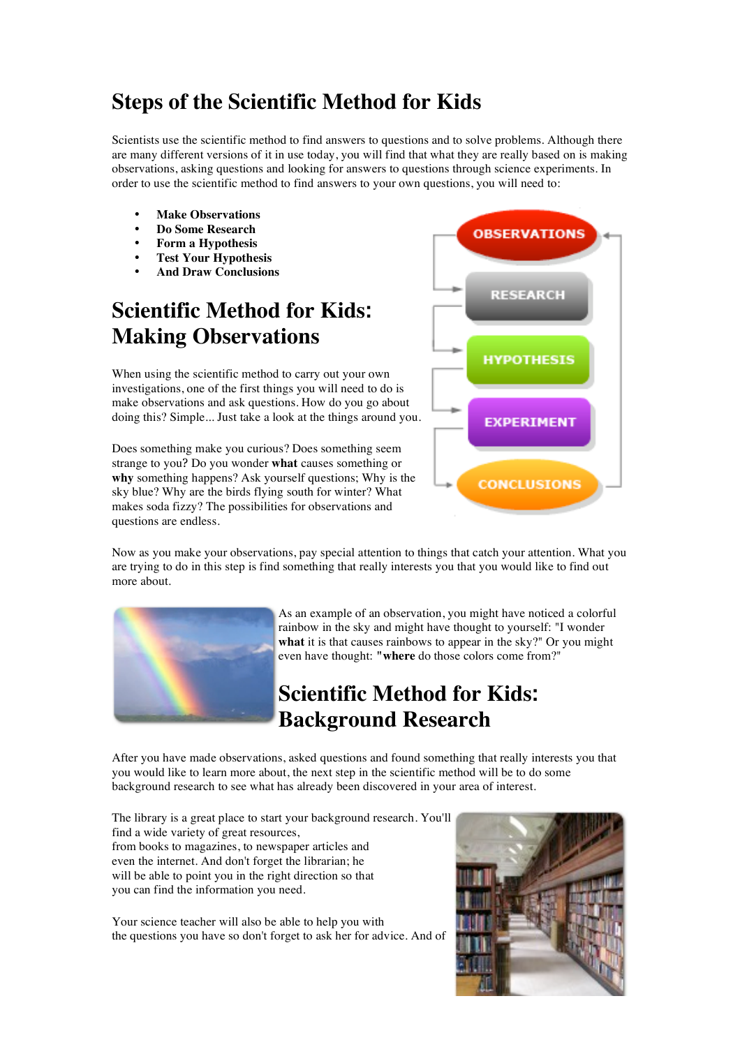# Steps of the Scientific Method for Kids

Scientists use the scientific method to find answers to questions and to solve problems. Although there are many different versions of it in use today, you will find that what they are really based on is making observations, asking questions and looking for answers to questions through science experiments. In order to use the scientific method to find answers to your own questions, you will need to:

- **Make Observations**
- **Do Some Research**
- **Form a Hypothesis**
- **Test Your Hypothesis**
- **And Draw Conclusions**

# Scientific Method for Kids: Making Observations

When using the scientific method to carry out your own investigations, one of the first things you will need to do is make observations and ask questions. How do you go about doing this? Simple... Just take a look at the things around you.

Does something make you curious? Does something seem strange to you? Do you wonder **what** causes something or **why** something happens? Ask yourself questions; Why is the sky blue? Why are the birds flying south for winter? What makes soda fizzy? The possibilities for observations and questions are endless.

Now as you make your observations, pay special attention to things that catch your attention. What you are trying to do in this step is find something that really interests you that you would like to find out more about.

As an example of an observation, you might have noticed a colorful rainbow in the sky and might have thought to yourself: "I wonder **what** it is that causes rainbows to appear in the sky?" Or you might even have thought: "**where** do those colors come from?"

# Scientific Method for Kids: Background Research

After you have made observations, asked questions and found something that really interests you that you would like to learn more about, the next step in the scientific method will be to do some background research to see what has already been discovered in your area of interest.

The library is a great place to start your background research. You'll find a wide variety of great resources, from books to magazines, to newspaper articles and even the internet. And don't forget the librarian; he will be able to point you in the right direction so that you can find the information you need.

Your science teacher will also be able to help you with the questions you have so don't forget to ask her for advice. And of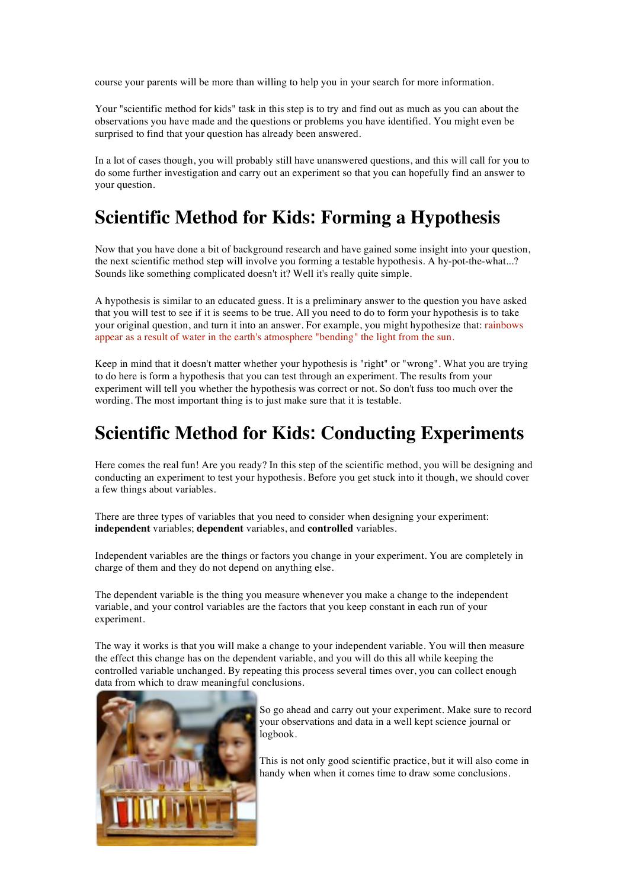course your parents will be more than willing to help you in your search for more information.

Your "scientific method for kids" task in this step is to try and find out as much as you can about the observations you have made and the questions or problems you have identified. You might even be surprised to find that your question has already been answered.

In a lot of cases though, you will probably still have unanswered questions, and this will call for you to do some further investigation and carry out an experiment so that you can hopefully find an answer to your question.

# Scientific Method for Kids: Forming a Hypothesis

Now that you have done a bit of background research and have gained some insight into your question, the next scientific method step will involve you forming a testable hypothesis. A hy-pot-the-what...? Sounds like something complicated doesn't it? Well it's really quite simple.

A hypothesis is similar to an educated guess. It is a preliminary answer to the question you have asked that you will test to see if it is seems to be true. All you need to do to form your hypothesis is to take your original question, and turn it into an answer. For example, you might hypothesize that: rainbows appear as a result of water in the earth's atmosphere "bending" the light from the sun.

Keep in mind that it doesn't matter whether your hypothesis is "right" or "wrong". What you are trying to do here is form a hypothesis that you can test through an experiment. The results from your experiment will tell you whether the hypothesis was correct or not. So don't fuss too much over the wording. The most important thing is to just make sure that it is testable.

# Scientific Method for Kids: Conducting Experiments

Here comes the real fun! Are you ready? In this step of the scientific method, you will be designing and conducting an experiment to test your hypothesis. Before you get stuck into it though, we should cover a few things about variables.

There are three types of variables that you need to consider when designing your experiment: **independent** variables; **dependent** variables, and **controlled** variables.

Independent variables are the things or factors you change in your experiment. You are completely in charge of them and they do not depend on anything else.

The dependent variable is the thing you measure whenever you make a change to the independent variable, and your control variables are the factors that you keep constant in each run of your experiment.

The way it works is that you will make a change to your independent variable. You will then measure the effect this change has on the dependent variable, and you will do this all while keeping the controlled variable unchanged. By repeating this process several times over, you can collect enough data from which to draw meaningful conclusions.

So go ahead and carry out your experiment. Make sure to record your observations and data in a well kept science journal or logbook.

This is not only good scientific practice, but it will also come in handy when when it comes time to draw some conclusions.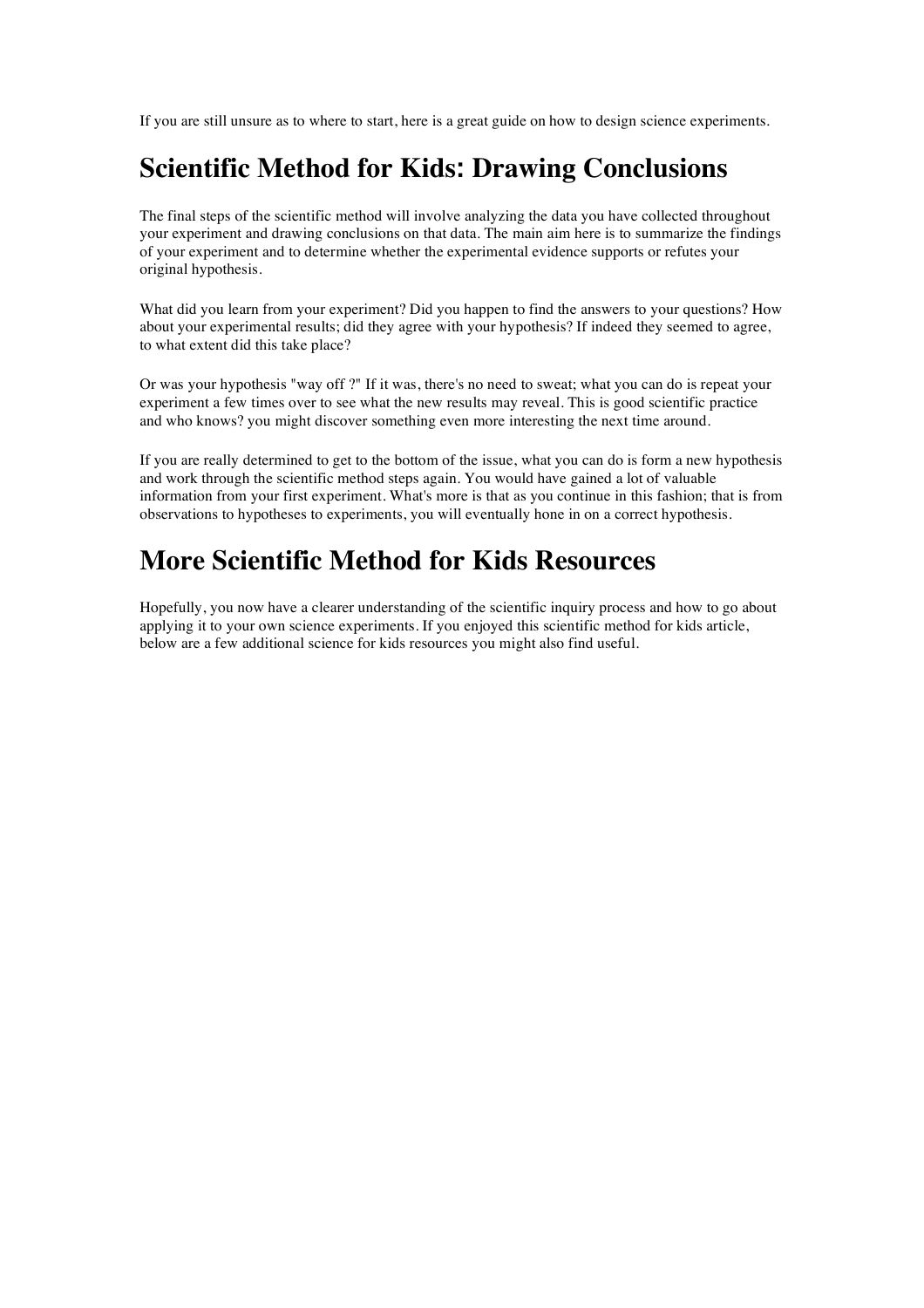If you are still unsure as to where to start, here is a great guide on how to design science experiments.

## Scientific Method for Kids: Drawing Conclusions

The final steps of the scientific method will involve analyzing the data you have collected throughout your experiment and drawing conclusions on that data. The main aim here is to summarize the findings of your experiment and to determine whether the experimental evidence supports or refutes your original hypothesis.

What did you learn from your experiment? Did you happen to find the answers to your questions? How about your experimental results; did they agree with your hypothesis? If indeed they seemed to agree, to what extent did this take place?

Or was your hypothesis "way off ?" If it was, there's no need to sweat; what you can do is repeat your experiment a few times over to see what the new results may reveal. This is good scientific practice and who knows? you might discover something even more interesting the next time around.

If you are really determined to get to the bottom of the issue, what you can do is form a new hypothesis and work through the scientific method steps again. You would have gained a lot of valuable information from your first experiment. What's more is that as you continue in this fashion; that is from observations to hypotheses to experiments, you will eventually hone in on a correct hypothesis.

## More Scientific Method for Kids Resources

Hopefully, you now have a clearer understanding of the scientific inquiry process and how to go about applying it to your own science experiments. If you enjoyed this scientific method for kids article, below are a few additional science for kids resources you might also find useful.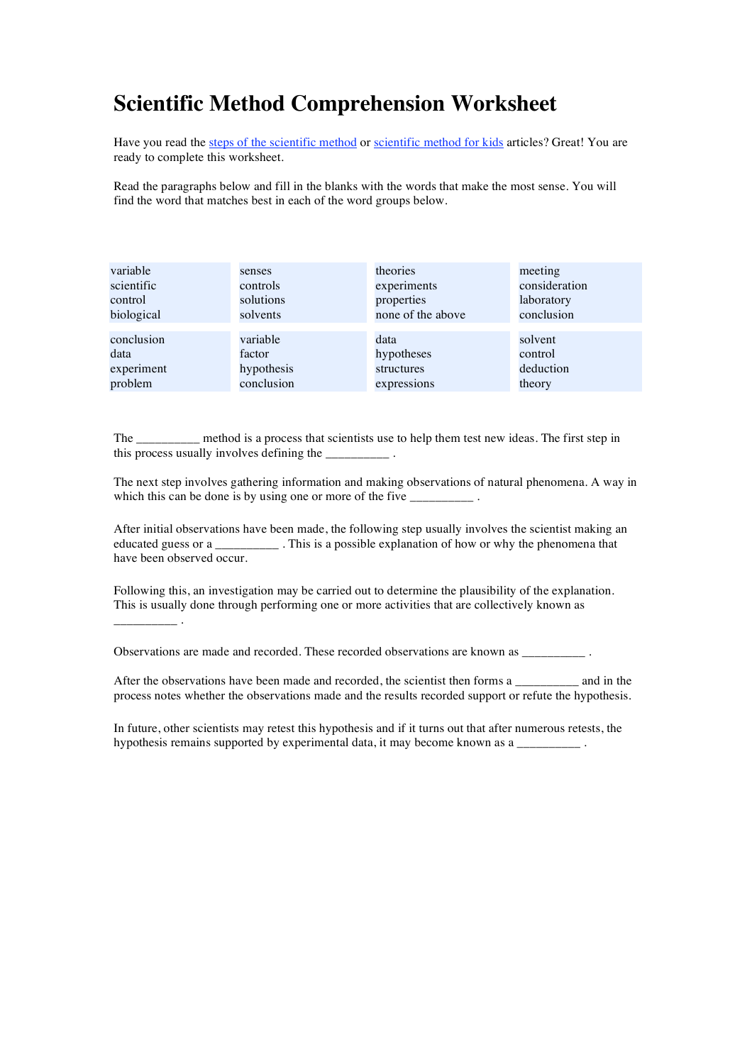# Scientific Method Comprehension Worksheet

Have you read the steps of the scientific method or scientific method for kids articles? Great! You are ready to complete this worksheet.

Read the paragraphs below and fill in the blanks with the words that make the most sense. You will find the word that matches best in each of the word groups below.

| | | | |
|---|---|---|---|
| variable<br>scientific<br>control<br>biological | senses<br>controls<br>solutions<br>solvents | theories<br>experiments<br>properties<br>none of the above | meeting<br>consideration<br>laboratory<br>conclusion |
| conclusion<br>data<br>experiment<br>problem | variable<br>factor<br>hypothesis<br>conclusion | data<br>hypotheses<br>structures<br>expressions | solvent<br>control<br>deduction<br>theory |

The __________ method is a process that scientists use to help them test new ideas. The first step in this process usually involves defining the __________ .

The next step involves gathering information and making observations of natural phenomena. A way in which this can be done is by using one or more of the five __________ .

After initial observations have been made, the following step usually involves the scientist making an educated guess or a __________ . This is a possible explanation of how or why the phenomena that have been observed occur.

Following this, an investigation may be carried out to determine the plausibility of the explanation. This is usually done through performing one or more activities that are collectively known as __________ .

Observations are made and recorded. These recorded observations are known as __________ .

After the observations have been made and recorded, the scientist then forms a __________ and in the process notes whether the observations made and the results recorded support or refute the hypothesis.

In future, other scientists may retest this hypothesis and if it turns out that after numerous retests, the hypothesis remains supported by experimental data, it may become known as a __________ .